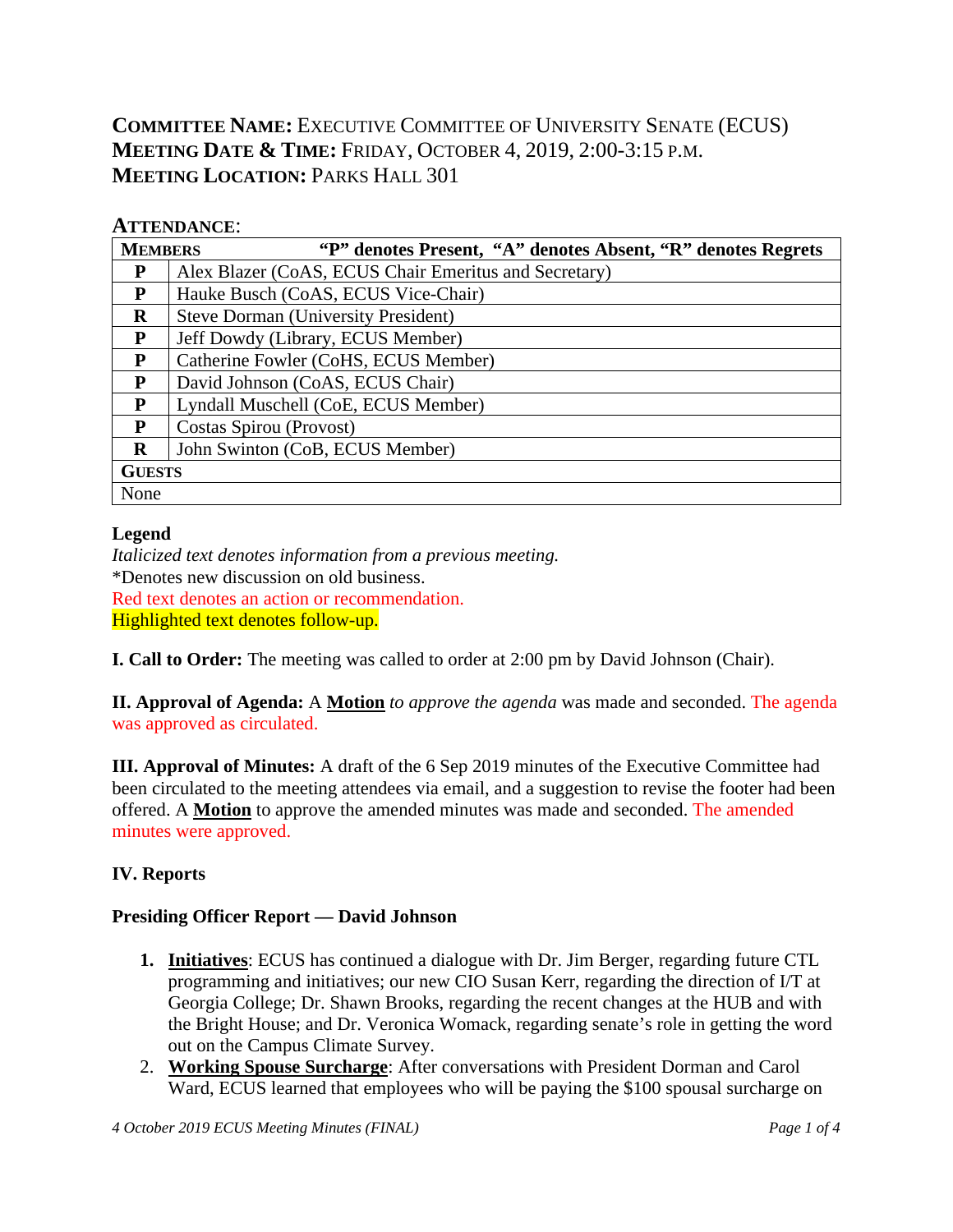**COMMITTEE NAME:** EXECUTIVE COMMITTEE OF UNIVERSITY SENATE (ECUS)
**MEETING DATE & TIME:** FRIDAY, OCTOBER 4, 2019, 2:00-3:15 P.M.
**MEETING LOCATION:** PARKS HALL 301

**ATTENDANCE**:

| **MEMBERS** | **"P" denotes Present, "A" denotes Absent, "R" denotes Regrets** |
|---|---|
| **P** | Alex Blazer (CoAS, ECUS Chair Emeritus and Secretary) |
| **P** | Hauke Busch (CoAS, ECUS Vice-Chair) |
| **R** | Steve Dorman (University President) |
| **P** | Jeff Dowdy (Library, ECUS Member) |
| **P** | Catherine Fowler (CoHS, ECUS Member) |
| **P** | David Johnson (CoAS, ECUS Chair) |
| **P** | Lyndall Muschell (CoE, ECUS Member) |
| **P** | Costas Spirou (Provost) |
| **R** | John Swinton (CoB, ECUS Member) |
| **GUESTS** | |
| None | |

**Legend**
*Italicized text denotes information from a previous meeting.*
*Denotes new discussion on old business.
Red text denotes an action or recommendation.
Highlighted text denotes follow-up.

**I. Call to Order:** The meeting was called to order at 2:00 pm by David Johnson (Chair).

**II. Approval of Agenda:** A **Motion** *to approve the agenda* was made and seconded. The agenda was approved as circulated.

**III. Approval of Minutes:** A draft of the 6 Sep 2019 minutes of the Executive Committee had been circulated to the meeting attendees via email, and a suggestion to revise the footer had been offered. A **Motion** to approve the amended minutes was made and seconded. The amended minutes were approved.

**IV. Reports**

**Presiding Officer Report — David Johnson**

1. **Initiatives**: ECUS has continued a dialogue with Dr. Jim Berger, regarding future CTL programming and initiatives; our new CIO Susan Kerr, regarding the direction of I/T at Georgia College; Dr. Shawn Brooks, regarding the recent changes at the HUB and with the Bright House; and Dr. Veronica Womack, regarding senate's role in getting the word out on the Campus Climate Survey.
2. **Working Spouse Surcharge**: After conversations with President Dorman and Carol Ward, ECUS learned that employees who will be paying the $100 spousal surcharge on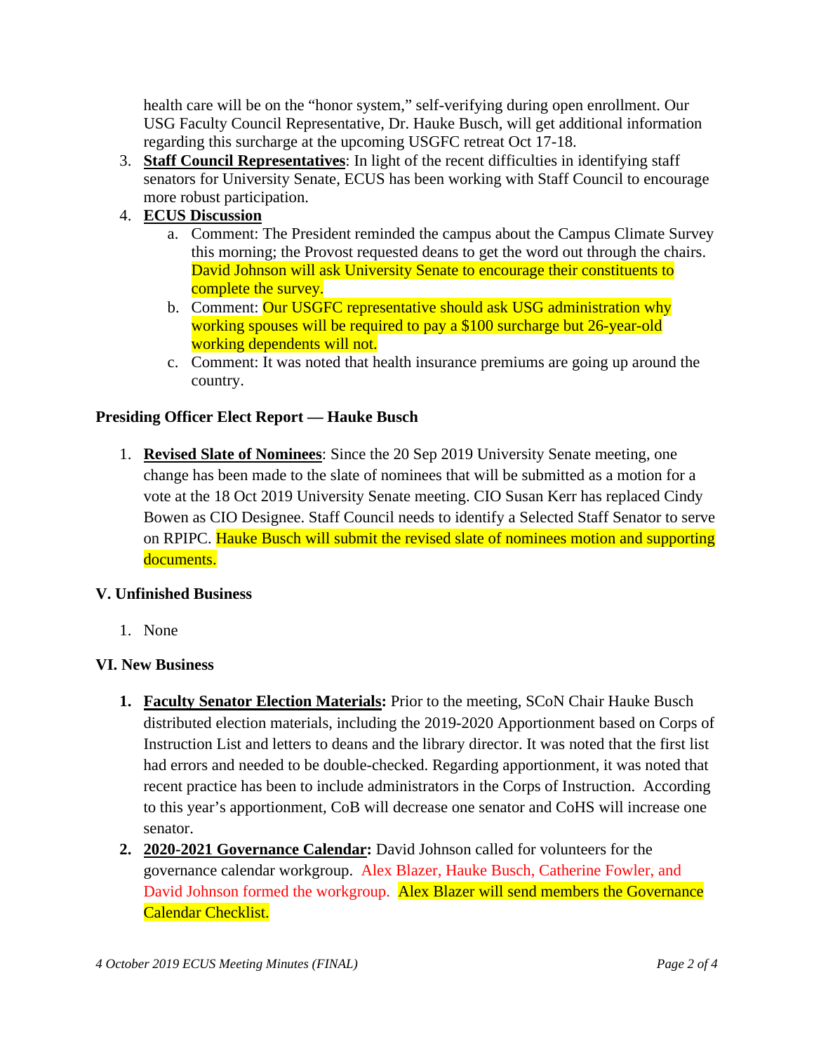health care will be on the "honor system," self-verifying during open enrollment. Our USG Faculty Council Representative, Dr. Hauke Busch, will get additional information regarding this surcharge at the upcoming USGFC retreat Oct 17-18.

3. **Staff Council Representatives**: In light of the recent difficulties in identifying staff senators for University Senate, ECUS has been working with Staff Council to encourage more robust participation.
4. **ECUS Discussion**
   a. Comment: The President reminded the campus about the Campus Climate Survey this morning; the Provost requested deans to get the word out through the chairs. David Johnson will ask University Senate to encourage their constituents to complete the survey.
   b. Comment: Our USGFC representative should ask USG administration why working spouses will be required to pay a $100 surcharge but 26-year-old working dependents will not.
   c. Comment: It was noted that health insurance premiums are going up around the country.

### Presiding Officer Elect Report — Hauke Busch

1. **Revised Slate of Nominees**: Since the 20 Sep 2019 University Senate meeting, one change has been made to the slate of nominees that will be submitted as a motion for a vote at the 18 Oct 2019 University Senate meeting. CIO Susan Kerr has replaced Cindy Bowen as CIO Designee. Staff Council needs to identify a Selected Staff Senator to serve on RPIPC. Hauke Busch will submit the revised slate of nominees motion and supporting documents.

### V. Unfinished Business

1. None

### VI. New Business

1. **Faculty Senator Election Materials:** Prior to the meeting, SCoN Chair Hauke Busch distributed election materials, including the 2019-2020 Apportionment based on Corps of Instruction List and letters to deans and the library director. It was noted that the first list had errors and needed to be double-checked. Regarding apportionment, it was noted that recent practice has been to include administrators in the Corps of Instruction. According to this year's apportionment, CoB will decrease one senator and CoHS will increase one senator.
2. **2020-2021 Governance Calendar:** David Johnson called for volunteers for the governance calendar workgroup. Alex Blazer, Hauke Busch, Catherine Fowler, and David Johnson formed the workgroup. Alex Blazer will send members the Governance Calendar Checklist.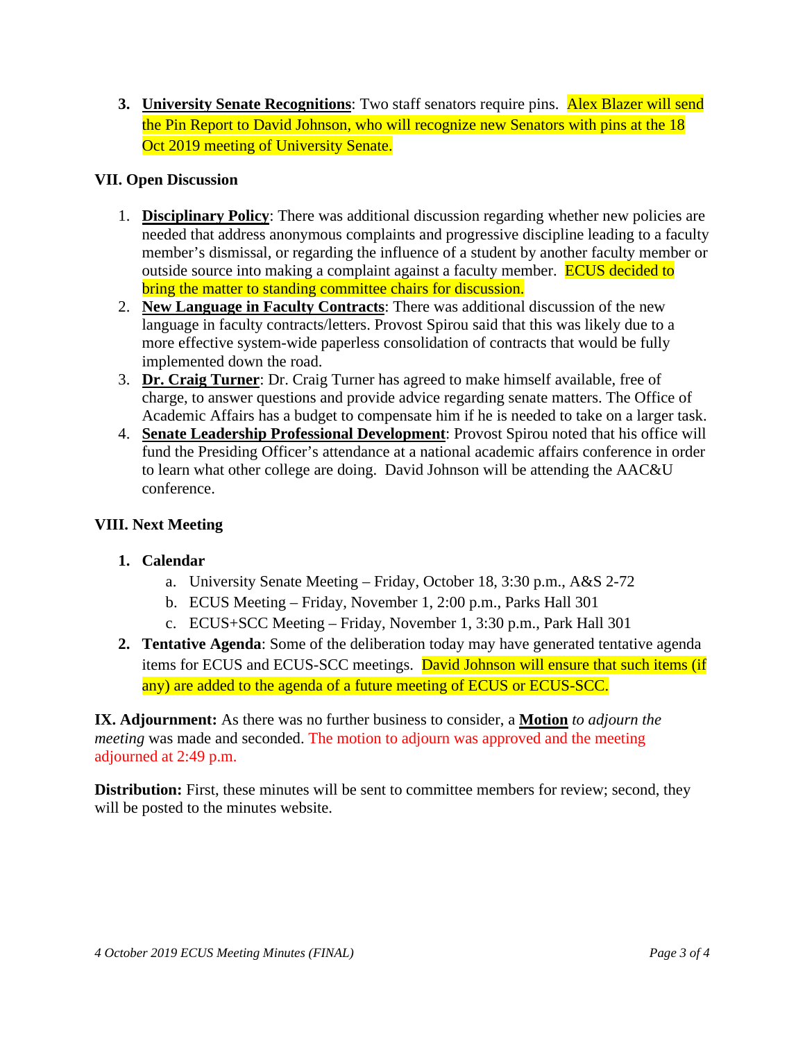3. **<u>University Senate Recognitions</u>**: Two staff senators require pins. Alex Blazer will send the Pin Report to David Johnson, who will recognize new Senators with pins at the 18 Oct 2019 meeting of University Senate.

## VII. Open Discussion

1. **<u>Disciplinary Policy</u>**: There was additional discussion regarding whether new policies are needed that address anonymous complaints and progressive discipline leading to a faculty member's dismissal, or regarding the influence of a student by another faculty member or outside source into making a complaint against a faculty member. ECUS decided to bring the matter to standing committee chairs for discussion.
2. **<u>New Language in Faculty Contracts</u>**: There was additional discussion of the new language in faculty contracts/letters. Provost Spirou said that this was likely due to a more effective system-wide paperless consolidation of contracts that would be fully implemented down the road.
3. **<u>Dr. Craig Turner</u>**: Dr. Craig Turner has agreed to make himself available, free of charge, to answer questions and provide advice regarding senate matters. The Office of Academic Affairs has a budget to compensate him if he is needed to take on a larger task.
4. **<u>Senate Leadership Professional Development</u>**: Provost Spirou noted that his office will fund the Presiding Officer's attendance at a national academic affairs conference in order to learn what other college are doing. David Johnson will be attending the AAC&U conference.

## VIII. Next Meeting

1. **Calendar**
   a. University Senate Meeting – Friday, October 18, 3:30 p.m., A&S 2-72
   b. ECUS Meeting – Friday, November 1, 2:00 p.m., Parks Hall 301
   c. ECUS+SCC Meeting – Friday, November 1, 3:30 p.m., Park Hall 301
2. **Tentative Agenda**: Some of the deliberation today may have generated tentative agenda items for ECUS and ECUS-SCC meetings. David Johnson will ensure that such items (if any) are added to the agenda of a future meeting of ECUS or ECUS-SCC.

**IX. Adjournment:** As there was no further business to consider, a **<u>Motion</u>** *to adjourn the meeting* was made and seconded. The motion to adjourn was approved and the meeting adjourned at 2:49 p.m.

**Distribution:** First, these minutes will be sent to committee members for review; second, they will be posted to the minutes website.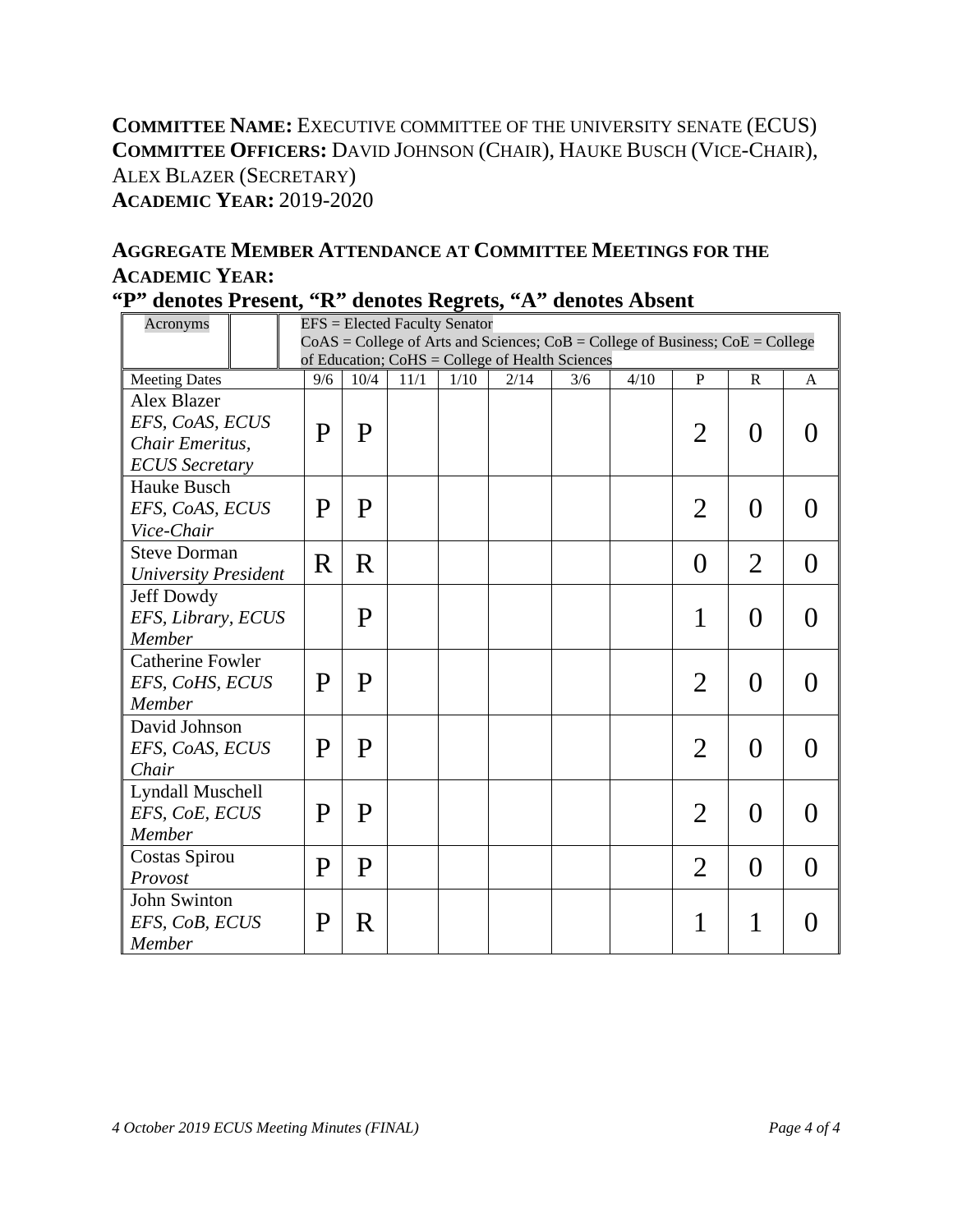**COMMITTEE NAME:** EXECUTIVE COMMITTEE OF THE UNIVERSITY SENATE (ECUS)
**COMMITTEE OFFICERS:** DAVID JOHNSON (CHAIR), HAUKE BUSCH (VICE-CHAIR), ALEX BLAZER (SECRETARY)
**ACADEMIC YEAR:** 2019-2020

## AGGREGATE MEMBER ATTENDANCE AT COMMITTEE MEETINGS FOR THE ACADEMIC YEAR:

## "P" denotes Present, "R" denotes Regrets, "A" denotes Absent

| Acronyms | EFS = Elected Faculty Senator<br>CoAS = College of Arts and Sciences; CoB = College of Business; CoE = College of Education; CoHS = College of Health Sciences | | | | | | | | | |
|---|---|---|---|---|---|---|---|---|---|---|
| Meeting Dates | 9/6 | 10/4 | 11/1 | 1/10 | 2/14 | 3/6 | 4/10 | P | R | A |
| Alex Blazer<br>*EFS, CoAS, ECUS Chair Emeritus, ECUS Secretary* | P | P | | | | | | 2 | 0 | 0 |
| Hauke Busch<br>*EFS, CoAS, ECUS Vice-Chair* | P | P | | | | | | 2 | 0 | 0 |
| Steve Dorman<br>*University President* | R | R | | | | | | 0 | 2 | 0 |
| Jeff Dowdy<br>*EFS, Library, ECUS Member* | | P | | | | | | 1 | 0 | 0 |
| Catherine Fowler<br>*EFS, CoHS, ECUS Member* | P | P | | | | | | 2 | 0 | 0 |
| David Johnson<br>*EFS, CoAS, ECUS Chair* | P | P | | | | | | 2 | 0 | 0 |
| Lyndall Muschell<br>*EFS, CoE, ECUS Member* | P | P | | | | | | 2 | 0 | 0 |
| Costas Spirou<br>*Provost* | P | P | | | | | | 2 | 0 | 0 |
| John Swinton<br>*EFS, CoB, ECUS Member* | P | R | | | | | | 1 | 1 | 0 |